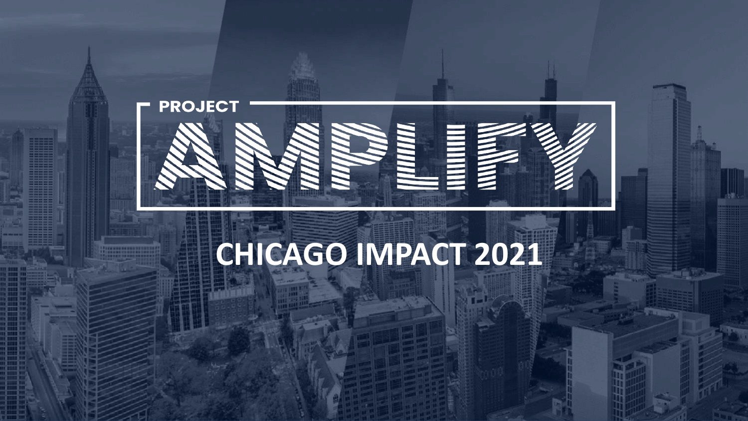PROJECT

# AMPLIFY

## CHICAGO IMPACT 2021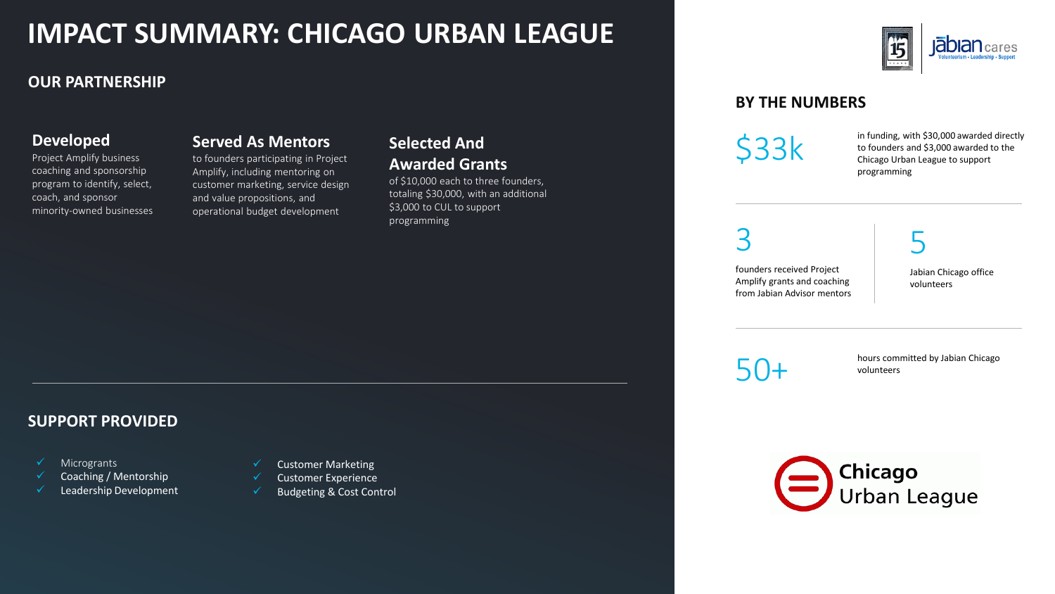# IMPACT SUMMARY: CHICAGO URBAN LEAGUE

## OUR PARTNERSHIP

### Developed

Project Amplify business coaching and sponsorship program to identify, select, coach, and sponsor minority-owned businesses

### Served As Mentors

to founders participating in Project Amplify, including mentoring on customer marketing, service design and value propositions, and operational budget development

### Selected And Awarded Grants

of $10,000 each to three founders, totaling $30,000, with an additional $3,000 to CUL to support programming

## SUPPORT PROVIDED

- ✓ Microgrants
- ✓ Coaching / Mentorship
- ✓ Leadership Development
- ✓ Customer Marketing
- ✓ Customer Experience
- ✓ Budgeting & Cost Control

## BY THE NUMBERS

**$33k** in funding, with $30,000 awarded directly to founders and $3,000 awarded to the Chicago Urban League to support programming

**3** founders received Project Amplify grants and coaching from Jabian Advisor mentors

**5** Jabian Chicago office volunteers

**50+** hours committed by Jabian Chicago volunteers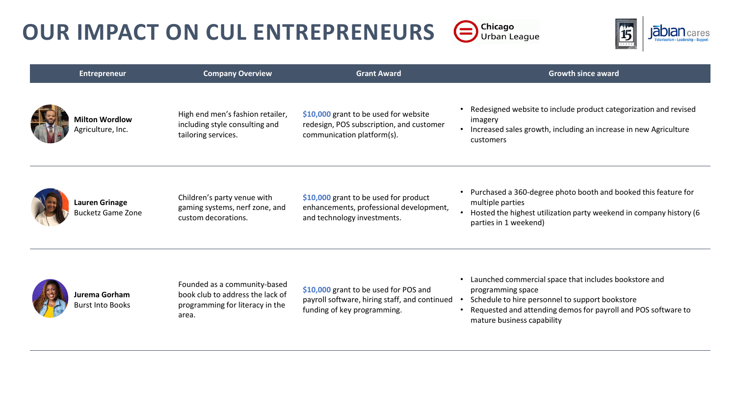# OUR IMPACT ON CUL ENTREPRENEURS

Chicago Urban League

| Entrepreneur | Company Overview | Grant Award | Growth since award |
| --- | --- | --- | --- |
| **Milton Wordlow** Agriculture, Inc. | High end men's fashion retailer, including style consulting and tailoring services. | **$10,000** grant to be used for website redesign, POS subscription, and customer communication platform(s). | • Redesigned website to include product categorization and revised imagery<br>• Increased sales growth, including an increase in new Agriculture customers |
| **Lauren Grinage** Bucketz Game Zone | Children's party venue with gaming systems, nerf zone, and custom decorations. | **$10,000** grant to be used for product enhancements, professional development, and technology investments. | • Purchased a 360-degree photo booth and booked this feature for multiple parties<br>• Hosted the highest utilization party weekend in company history (6 parties in 1 weekend) |
| **Jurema Gorham** Burst Into Books | Founded as a community-based book club to address the lack of programming for literacy in the area. | **$10,000** grant to be used for POS and payroll software, hiring staff, and continued funding of key programming. | • Launched commercial space that includes bookstore and programming space<br>• Schedule to hire personnel to support bookstore<br>• Requested and attending demos for payroll and POS software to mature business capability |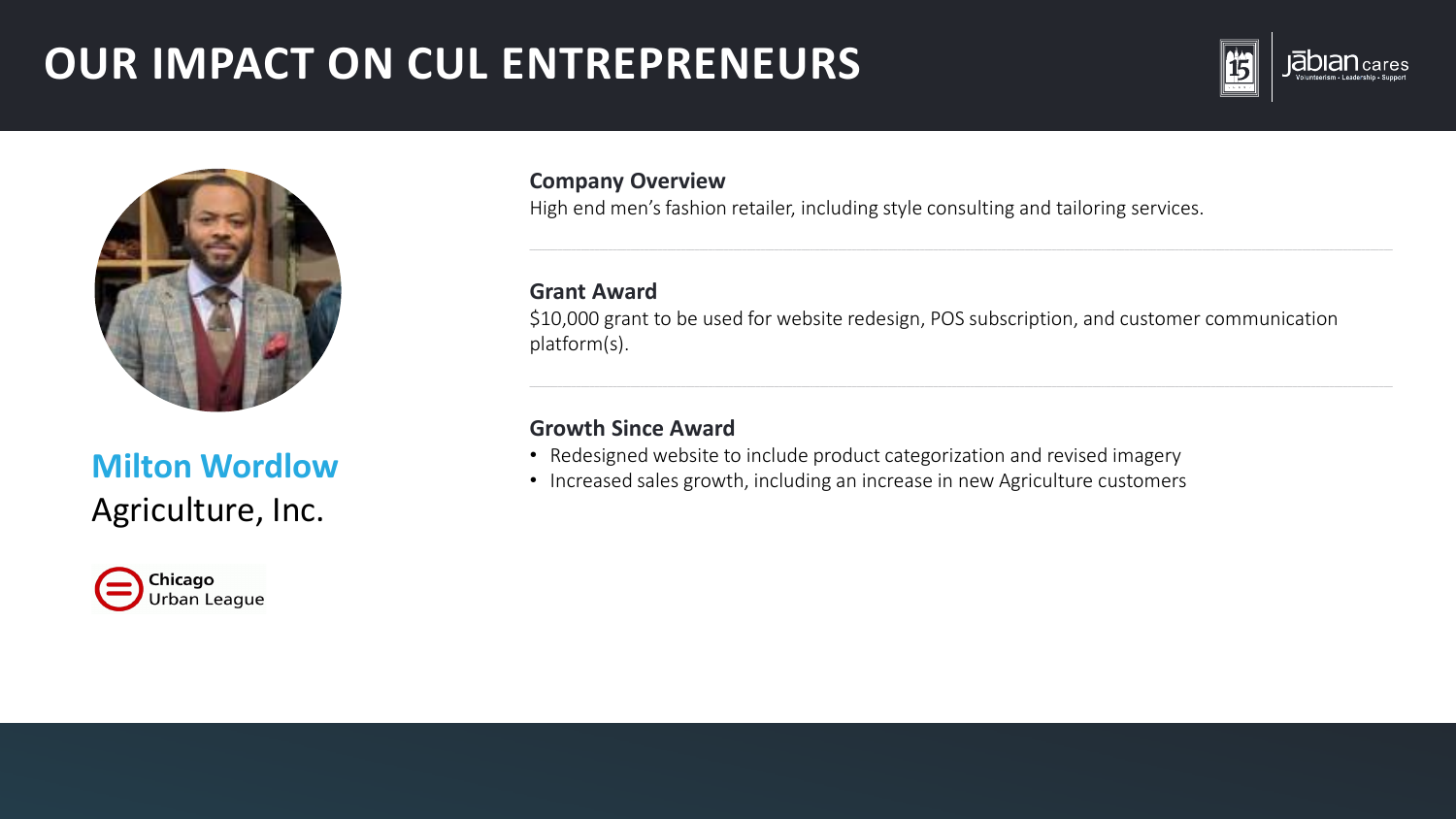# OUR IMPACT ON CUL ENTREPRENEURS

## Milton Wordlow
Agriculture, Inc.

Chicago Urban League

**Company Overview**

High end men's fashion retailer, including style consulting and tailoring services.

**Grant Award**

$10,000 grant to be used for website redesign, POS subscription, and customer communication platform(s).

**Growth Since Award**

- Redesigned website to include product categorization and revised imagery
- Increased sales growth, including an increase in new Agriculture customers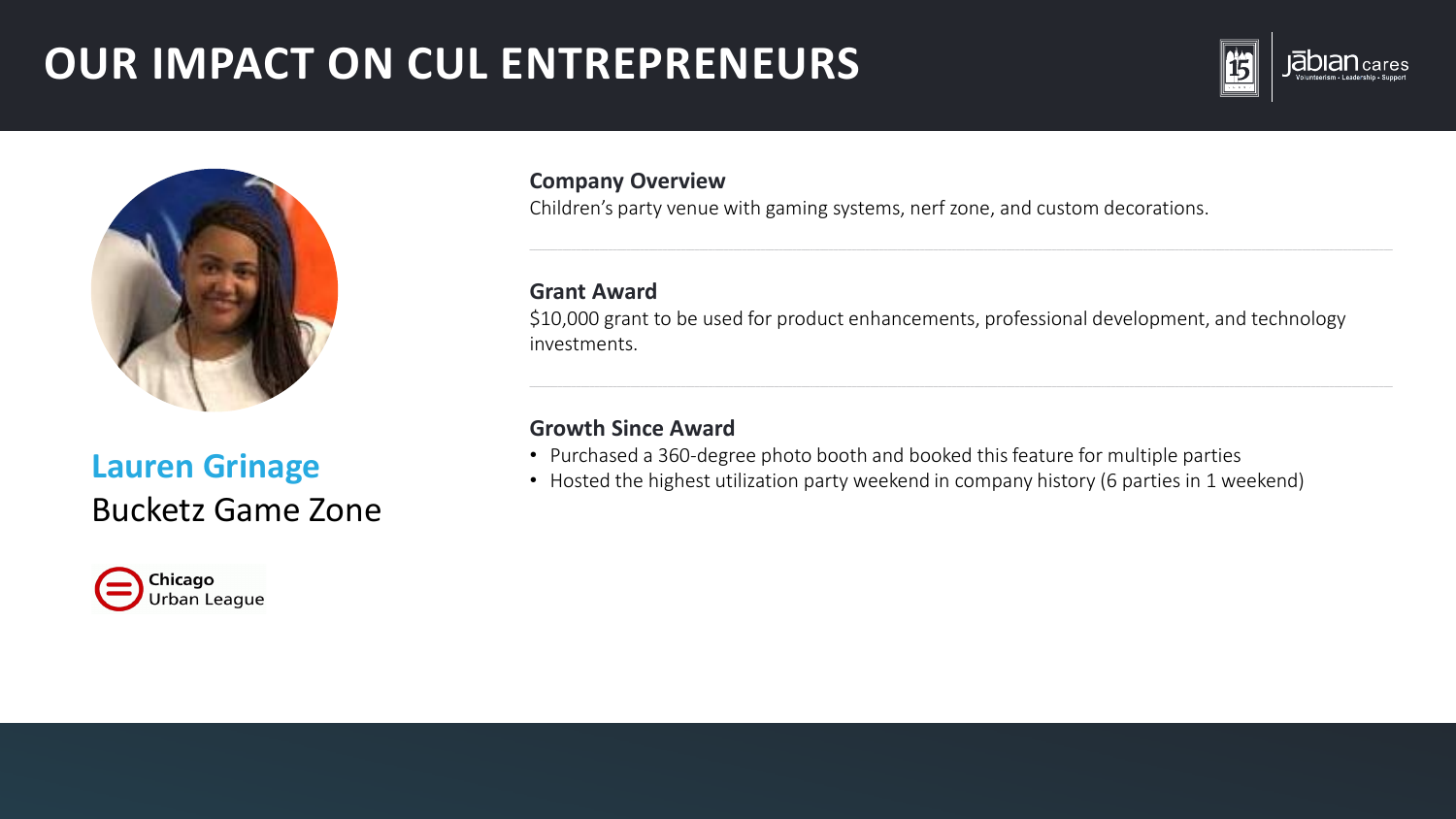# OUR IMPACT ON CUL ENTREPRENEURS

## Lauren Grinage
Bucketz Game Zone

Chicago Urban League

**Company Overview**

Children's party venue with gaming systems, nerf zone, and custom decorations.

**Grant Award**

$10,000 grant to be used for product enhancements, professional development, and technology investments.

**Growth Since Award**

- Purchased a 360-degree photo booth and booked this feature for multiple parties
- Hosted the highest utilization party weekend in company history (6 parties in 1 weekend)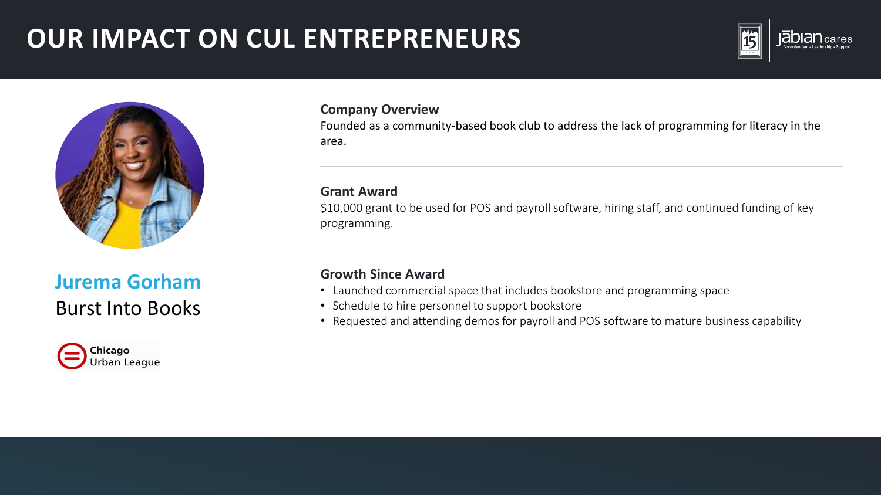# OUR IMPACT ON CUL ENTREPRENEURS

**Jurema Gorham**

Burst Into Books

Chicago Urban League

**Company Overview**

Founded as a community-based book club to address the lack of programming for literacy in the area.

**Grant Award**

$10,000 grant to be used for POS and payroll software, hiring staff, and continued funding of key programming.

**Growth Since Award**

- Launched commercial space that includes bookstore and programming space
- Schedule to hire personnel to support bookstore
- Requested and attending demos for payroll and POS software to mature business capability